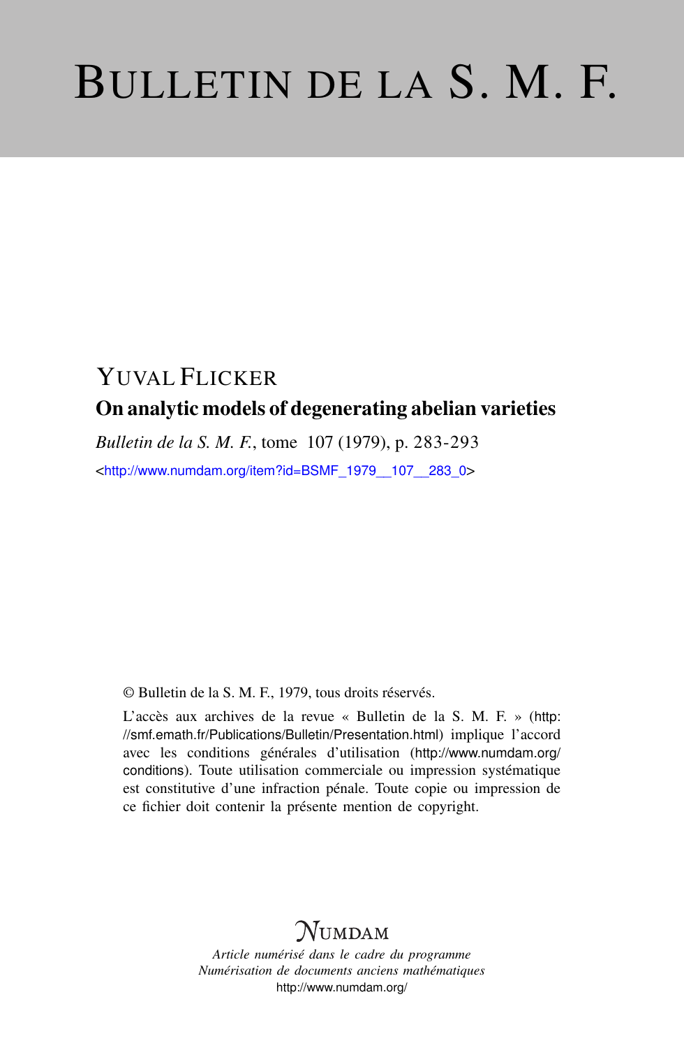# BULLETIN DE LA S. M. F.

YUVAL FLICKER

## On analytic models of degenerating abelian varieties

*Bulletin de la S. M. F.*, tome 107 (1979), p. 283-293

<http://www.numdam.org/item?id=BSMF_1979__107__283_0>

© Bulletin de la S. M. F., 1979, tous droits réservés.

L'accès aux archives de la revue « Bulletin de la S. M. F. » (http://smf.emath.fr/Publications/Bulletin/Presentation.html) implique l'accord avec les conditions générales d'utilisation (http://www.numdam.org/conditions). Toute utilisation commerciale ou impression systématique est constitutive d'une infraction pénale. Toute copie ou impression de ce fichier doit contenir la présente mention de copyright.

NUMDAM

*Article numérisé dans le cadre du programme*
*Numérisation de documents anciens mathématiques*
http://www.numdam.org/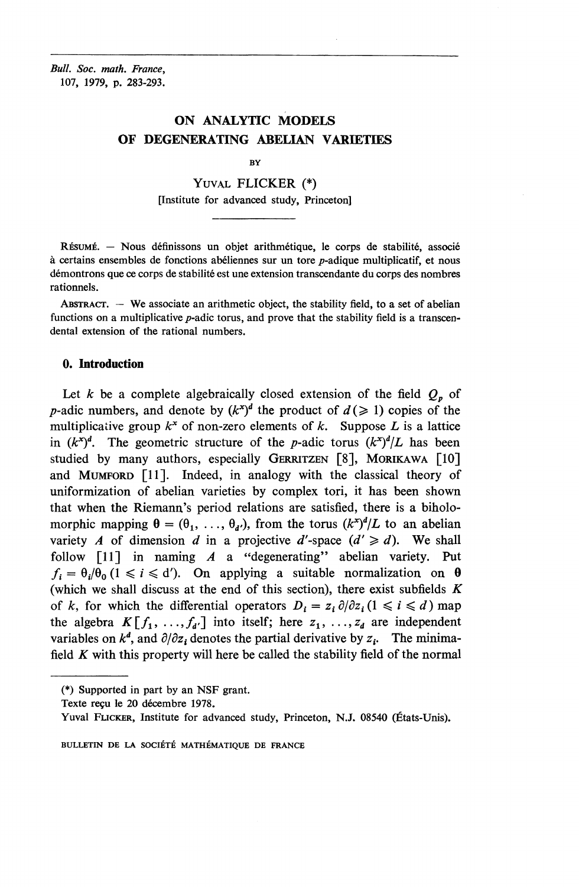# ON ANALYTIC MODELS OF DEGENERATING ABELIAN VARIETIES

BY

YUVAL FLICKER (*)

[Institute for advanced study, Princeton]

---

RÉSUMÉ. — Nous définissons un objet arithmétique, le corps de stabilité, associé à certains ensembles de fonctions abéliennes sur un tore $p$-adique multiplicatif, et nous démontrons que ce corps de stabilité est une extension transcendante du corps des nombres rationnels.

ABSTRACT. — We associate an arithmetic object, the stability field, to a set of abelian functions on a multiplicative $p$-adic torus, and prove that the stability field is a transcendental extension of the rational numbers.

## 0. Introduction

Let $k$ be a complete algebraically closed extension of the field $Q_p$ of $p$-adic numbers, and denote by $(k^{\times})^d$ the product of $d (\geqslant 1)$ copies of the multiplicative group $k^{\times}$ of non-zero elements of $k$. Suppose $L$ is a lattice in $(k^{\times})^d$. The geometric structure of the $p$-adic torus $(k^{\times})^d/L$ has been studied by many authors, especially GERRITZEN [8], MORIKAWA [10] and MUMFORD [11]. Indeed, in analogy with the classical theory of uniformization of abelian varieties by complex tori, it has been shown that when the Riemann's period relations are satisfied, there is a biholomorphic mapping $\boldsymbol{\theta} = (\theta_1, \ldots, \theta_{d'})$, from the torus $(k^{\times})^d/L$ to an abelian variety $A$ of dimension $d$ in a projective $d'$-space $(d' \geqslant d)$. We shall follow [11] in naming $A$ a "degenerating" abelian variety. Put $f_i = \theta_i/\theta_0$ $(1 \leqslant i \leqslant d')$. On applying a suitable normalization on $\boldsymbol{\theta}$ (which we shall discuss at the end of this section), there exist subfields $K$ of $k$, for which the differential operators $D_i = z_i\, \partial/\partial z_i$ $(1 \leqslant i \leqslant d)$ map the algebra $K[f_1, \ldots, f_{d'}]$ into itself; here $z_1, \ldots, z_d$ are independent variables on $k^d$, and $\partial/\partial z_i$ denotes the partial derivative by $z_i$. The minima-field $K$ with this property will here be called the stability field of the normal

---

(*) Supported in part by an NSF grant.

Texte reçu le 20 décembre 1978.

Yuval FLICKER, Institute for advanced study, Princeton, N.J. 08540 (États-Unis).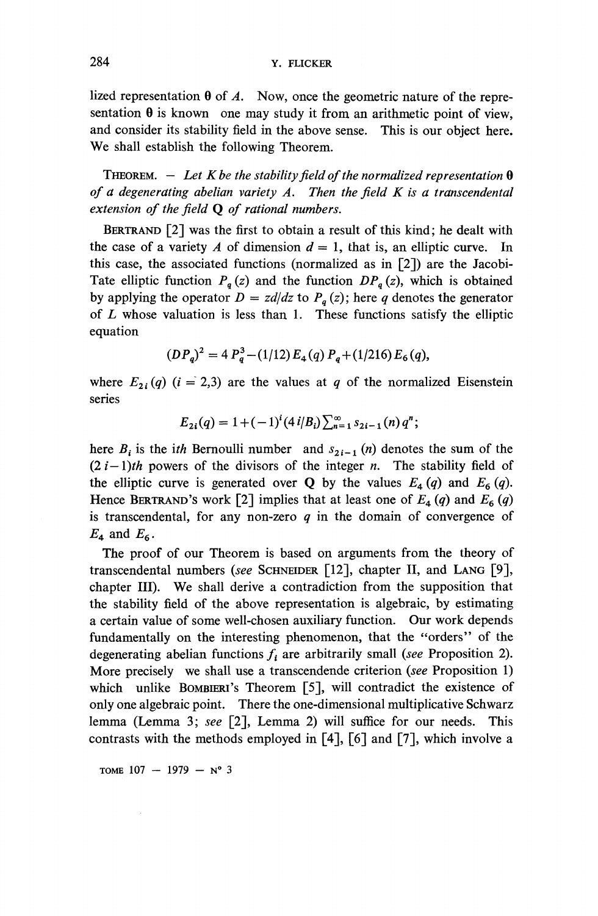lized representation $\boldsymbol{\theta}$ of $A$. Now, once the geometric nature of the representation $\boldsymbol{\theta}$ is known one may study it from an arithmetic point of view, and consider its stability field in the above sense. This is our object here. We shall establish the following Theorem.

THEOREM. — *Let $K$ be the stability field of the normalized representation $\boldsymbol{\theta}$ of a degenerating abelian variety $A$. Then the field $K$ is a transcendental extension of the field $\mathbf{Q}$ of rational numbers.*

BERTRAND [2] was the first to obtain a result of this kind; he dealt with the case of a variety $A$ of dimension $d = 1$, that is, an elliptic curve. In this case, the associated functions (normalized as in [2]) are the Jacobi-Tate elliptic function $P_q(z)$ and the function $DP_q(z)$, which is obtained by applying the operator $D = z d/dz$ to $P_q(z)$; here $q$ denotes the generator of $L$ whose valuation is less than 1. These functions satisfy the elliptic equation

$$(DP_q)^2 = 4\,P_q^3 - (1/12)\,E_4(q)\,P_q + (1/216)\,E_6(q),$$

where $E_{2i}(q)$ $(i = 2,3)$ are the values at $q$ of the normalized Eisenstein series

$$E_{2i}(q) = 1 + (-1)^i (4\,i/B_i) \textstyle\sum_{n=1}^{\infty} s_{2i-1}(n)\,q^n;$$

here $B_i$ is the $i$th Bernoulli number and $s_{2i-1}(n)$ denotes the sum of the $(2\,i-1)$th powers of the divisors of the integer $n$. The stability field of the elliptic curve is generated over $\mathbf{Q}$ by the values $E_4(q)$ and $E_6(q)$. Hence BERTRAND's work [2] implies that at least one of $E_4(q)$ and $E_6(q)$ is transcendental, for any non-zero $q$ in the domain of convergence of $E_4$ and $E_6$.

The proof of our Theorem is based on arguments from the theory of transcendental numbers (*see* SCHNEIDER [12], chapter II, and LANG [9], chapter III). We shall derive a contradiction from the supposition that the stability field of the above representation is algebraic, by estimating a certain value of some well-chosen auxiliary function. Our work depends fundamentally on the interesting phenomenon, that the "orders" of the degenerating abelian functions $f_i$ are arbitrarily small (*see* Proposition 2). More precisely we shall use a transcendende criterion (*see* Proposition 1) which unlike BOMBIERI's Theorem [5], will contradict the existence of only one algebraic point. There the one-dimensional multiplicative Schwarz lemma (Lemma 3; *see* [2], Lemma 2) will suffice for our needs. This contrasts with the methods employed in [4], [6] and [7], which involve a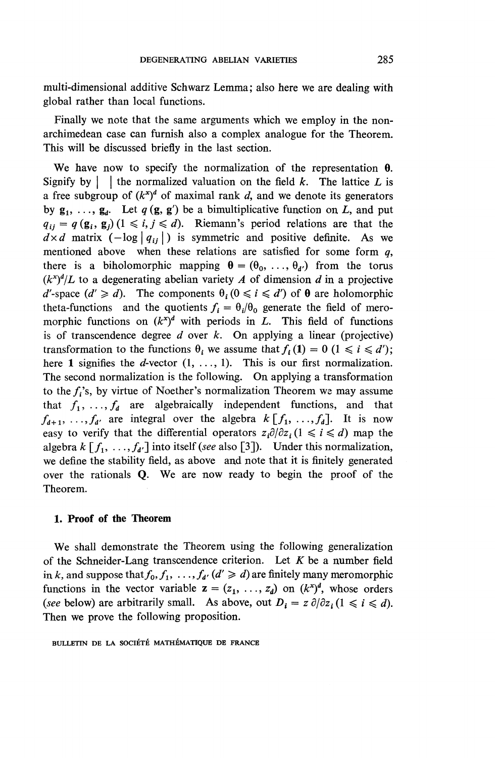multi-dimensional additive Schwarz Lemma; also here we are dealing with global rather than local functions.

Finally we note that the same arguments which we employ in the non-archimedean case can furnish also a complex analogue for the Theorem. This will be discussed briefly in the last section.

We have now to specify the normalization of the representation $\boldsymbol{\theta}$. Signify by $| \ |$ the normalized valuation on the field $k$. The lattice $L$ is a free subgroup of $(k^{\times})^d$ of maximal rank $d$, and we denote its generators by $\mathbf{g}_1, \ldots, \mathbf{g}_d$. Let $q(\mathbf{g}, \mathbf{g}')$ be a bimultiplicative function on $L$, and put $q_{ij} = q(\mathbf{g}_i, \mathbf{g}_j)$ $(1 \leqslant i, j \leqslant d)$. Riemann's period relations are that the $d \times d$ matrix $(-\log |q_{ij}|)$ is symmetric and positive definite. As we mentioned above when these relations are satisfied for some form $q$, there is a biholomorphic mapping $\boldsymbol{\theta} = (\theta_0, \ldots, \theta_{d'})$ from the torus $(k^{\times})^d/L$ to a degenerating abelian variety $A$ of dimension $d$ in a projective $d'$-space $(d' \geqslant d)$. The components $\theta_i$ $(0 \leqslant i \leqslant d')$ of $\boldsymbol{\theta}$ are holomorphic theta-functions and the quotients $f_i = \theta_i/\theta_0$ generate the field of meromorphic functions on $(k^{\times})^d$ with periods in $L$. This field of functions is of transcendence degree $d$ over $k$. On applying a linear (projective) transformation to the functions $\theta_i$ we assume that $f_i(\mathbf{1}) = 0$ $(1 \leqslant i \leqslant d')$; here $\mathbf{1}$ signifies the $d$-vector $(1, \ldots, 1)$. This is our first normalization. The second normalization is the following. On applying a transformation to the $f_i$'s, by virtue of Noether's normalization Theorem we may assume that $f_1, \ldots, f_d$ are algebraically independent functions, and that $f_{d+1}, \ldots, f_{d'}$ are integral over the algebra $k[f_1, \ldots, f_d]$. It is now easy to verify that the differential operators $z_i \partial/\partial z_i$ $(1 \leqslant i \leqslant d)$ map the algebra $k[f_1, \ldots, f_{d'}]$ into itself (*see* also [3]). Under this normalization, we define the stability field, as above and note that it is finitely generated over the rationals $\mathbf{Q}$. We are now ready to begin the proof of the Theorem.

## 1. Proof of the Theorem

We shall demonstrate the Theorem using the following generalization of the Schneider-Lang transcendence criterion. Let $K$ be a number field in $k$, and suppose that $f_0, f_1, \ldots, f_{d'}$ $(d' \geqslant d)$ are finitely many meromorphic functions in the vector variable $\mathbf{z} = (z_1, \ldots, z_d)$ on $(k^{\times})^d$, whose orders (*see* below) are arbitrarily small. As above, out $D_i = z\,\partial/\partial z_i$ $(1 \leqslant i \leqslant d)$. Then we prove the following proposition.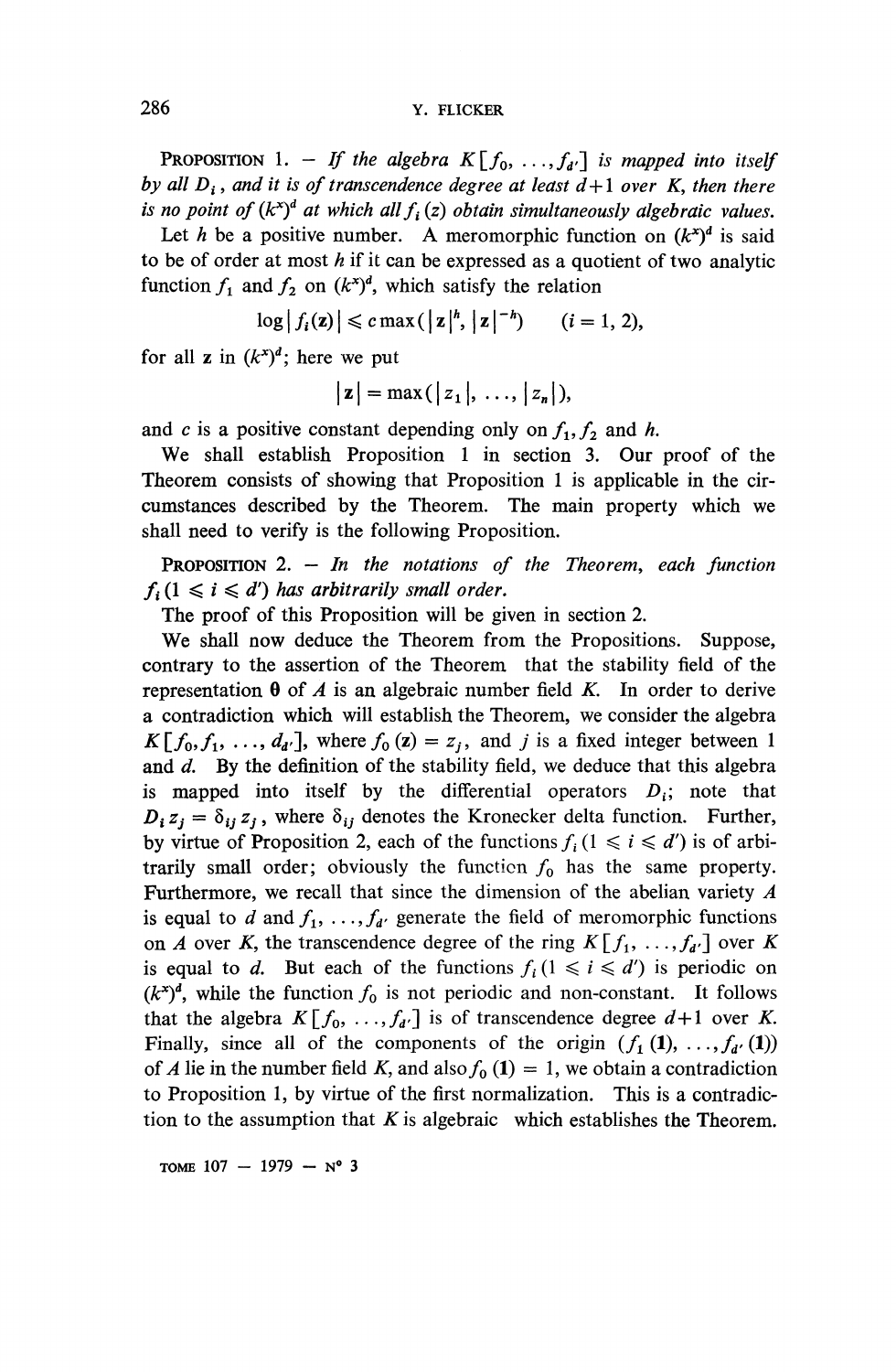PROPOSITION 1. — *If the algebra $K[f_0, \ldots, f_{d'}]$ is mapped into itself by all $D_i$, and it is of transcendence degree at least $d+1$ over $K$, then there is no point of $(k^{\times})^d$ at which all $f_i(\mathbf{z})$ obtain simultaneously algebraic values.*

Let $h$ be a positive number. A meromorphic function on $(k^{\times})^d$ is said to be of order at most $h$ if it can be expressed as a quotient of two analytic function $f_1$ and $f_2$ on $(k^{\times})^d$, which satisfy the relation

$$\log|f_i(\mathbf{z})| \leqslant c \max(|\mathbf{z}|^h, |\mathbf{z}|^{-h}) \qquad (i = 1, 2),$$

for all $\mathbf{z}$ in $(k^{\times})^d$; here we put

$$|\mathbf{z}| = \max(|z_1|, \ldots, |z_n|),$$

and $c$ is a positive constant depending only on $f_1, f_2$ and $h$.

We shall establish Proposition 1 in section 3. Our proof of the Theorem consists of showing that Proposition 1 is applicable in the circumstances described by the Theorem. The main property which we shall need to verify is the following Proposition.

PROPOSITION 2. — *In the notations of the Theorem, each function $f_i$ $(1 \leqslant i \leqslant d')$ has arbitrarily small order.*

The proof of this Proposition will be given in section 2.

We shall now deduce the Theorem from the Propositions. Suppose, contrary to the assertion of the Theorem that the stability field of the representation $\boldsymbol{\theta}$ of $A$ is an algebraic number field $K$. In order to derive a contradiction which will establish the Theorem, we consider the algebra $K[f_0, f_1, \ldots, d_{d'}]$, where $f_0(\mathbf{z}) = z_j$, and $j$ is a fixed integer between 1 and $d$. By the definition of the stability field, we deduce that this algebra is mapped into itself by the differential operators $D_i$; note that $D_i z_j = \delta_{ij} z_j$, where $\delta_{ij}$ denotes the Kronecker delta function. Further, by virtue of Proposition 2, each of the functions $f_i$ $(1 \leqslant i \leqslant d')$ is of arbitrarily small order; obviously the function $f_0$ has the same property. Furthermore, we recall that since the dimension of the abelian variety $A$ is equal to $d$ and $f_1, \ldots, f_{d'}$ generate the field of meromorphic functions on $A$ over $K$, the transcendence degree of the ring $K[f_1, \ldots, f_{d'}]$ over $K$ is equal to $d$. But each of the functions $f_i$ $(1 \leqslant i \leqslant d')$ is periodic on $(k^{\times})^d$, while the function $f_0$ is not periodic and non-constant. It follows that the algebra $K[f_0, \ldots, f_{d'}]$ is of transcendence degree $d+1$ over $K$. Finally, since all of the components of the origin $(f_1(\mathbf{1}), \ldots, f_{d'}(\mathbf{1}))$ of $A$ lie in the number field $K$, and also $f_0(\mathbf{1}) = 1$, we obtain a contradiction to Proposition 1, by virtue of the first normalization. This is a contradiction to the assumption that $K$ is algebraic which establishes the Theorem.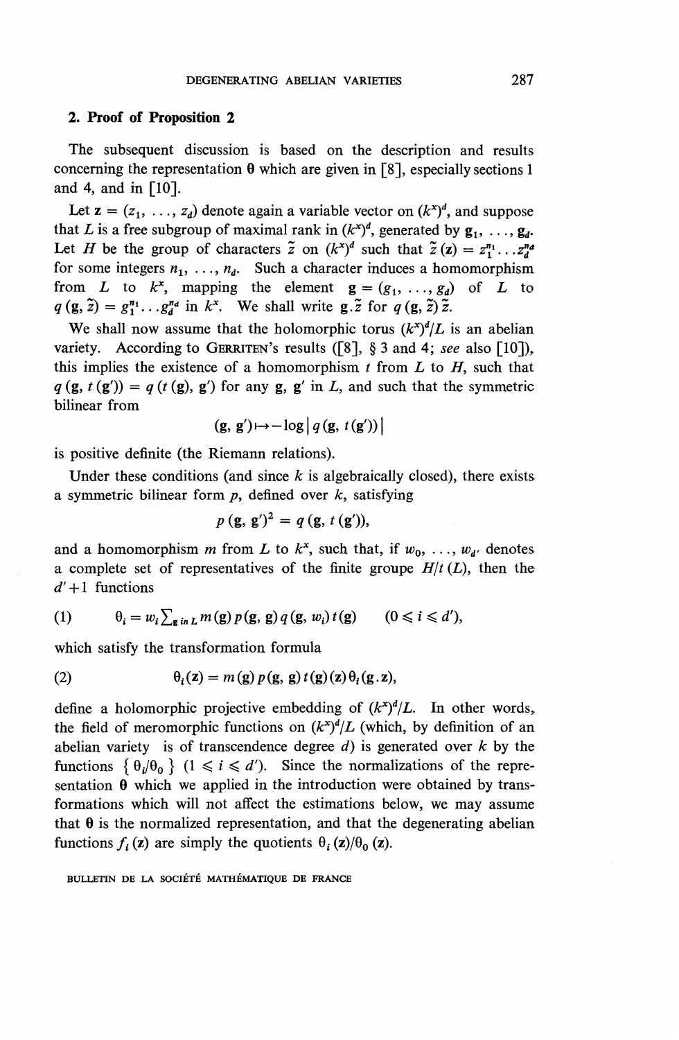## 2. Proof of Proposition 2

The subsequent discussion is based on the description and results concerning the representation $\boldsymbol{\theta}$ which are given in [8], especially sections 1 and 4, and in [10].

Let $\mathbf{z} = (z_1, \ldots, z_d)$ denote again a variable vector on $(k^\times)^d$, and suppose that $L$ is a free subgroup of maximal rank in $(k^\times)^d$, generated by $\mathbf{g}_1, \ldots, \mathbf{g}_d$. Let $H$ be the group of characters $\tilde{z}$ on $(k^\times)^d$ such that $\tilde{z}(\mathbf{z}) = z_1^{n_1} \ldots z_d^{n_d}$ for some integers $n_1, \ldots, n_d$. Such a character induces a homomorphism from $L$ to $k^\times$, mapping the element $\mathbf{g} = (g_1, \ldots, g_d)$ of $L$ to $q(\mathbf{g}, \tilde{z}) = g_1^{n_1} \ldots g_d^{n_d}$ in $k^\times$. We shall write $\mathbf{g}.\tilde{z}$ for $q(\mathbf{g}, \tilde{z})\tilde{z}$.

We shall now assume that the holomorphic torus $(k^\times)^d/L$ is an abelian variety. According to GERRITEN's results ([8], § 3 and 4; *see* also [10]), this implies the existence of a homomorphism $t$ from $L$ to $H$, such that $q(\mathbf{g}, t(\mathbf{g}')) = q(t(\mathbf{g}), \mathbf{g}')$ for any $\mathbf{g}$, $\mathbf{g}'$ in $L$, and such that the symmetric bilinear from

$$(\mathbf{g}, \mathbf{g}') \mapsto -\log |q(\mathbf{g}, t(\mathbf{g}'))|$$

is positive definite (the Riemann relations).

Under these conditions (and since $k$ is algebraically closed), there exists a symmetric bilinear form $p$, defined over $k$, satisfying

$$p(\mathbf{g}, \mathbf{g}')^2 = q(\mathbf{g}, t(\mathbf{g}')),$$

and a homomorphism $m$ from $L$ to $k^\times$, such that, if $w_0, \ldots, w_{d'}$ denotes a complete set of representatives of the finite groupe $H/t(L)$, then the $d'+1$ functions

$$\theta_i = w_i \textstyle\sum_{\mathbf{g} \text{ in } L} m(\mathbf{g})\, p(\mathbf{g}, \mathbf{g})\, q(\mathbf{g}, w_i)\, t(\mathbf{g}) \qquad (0 \leqslant i \leqslant d'), \tag{1}$$

which satisfy the transformation formula

$$\theta_i(\mathbf{z}) = m(\mathbf{g})\, p(\mathbf{g}, \mathbf{g})\, t(\mathbf{g})(\mathbf{z})\, \theta_i(\mathbf{g}.\mathbf{z}), \tag{2}$$

define a holomorphic projective embedding of $(k^\times)^d/L$. In other words, the field of meromorphic functions on $(k^\times)^d/L$ (which, by definition of an abelian variety is of transcendence degree $d$) is generated over $k$ by the functions $\{\theta_i/\theta_0\}$ $(1 \leqslant i \leqslant d')$. Since the normalizations of the representation $\boldsymbol{\theta}$ which we applied in the introduction were obtained by transformations which will not affect the estimations below, we may assume that $\boldsymbol{\theta}$ is the normalized representation, and that the degenerating abelian functions $f_i(\mathbf{z})$ are simply the quotients $\theta_i(\mathbf{z})/\theta_0(\mathbf{z})$.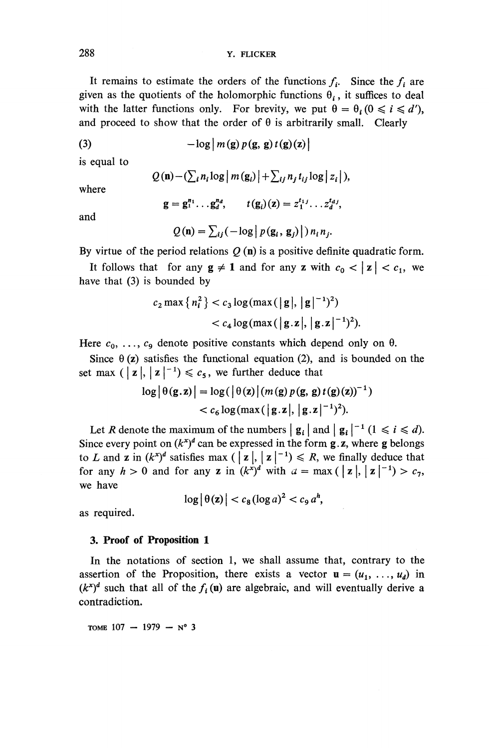It remains to estimate the orders of the functions $f_i$. Since the $f_i$ are given as the quotients of the holomorphic functions $\theta_i$, it suffices to deal with the latter functions only. For brevity, we put $\theta = \theta_i \, (0 \leqslant i \leqslant d')$, and proceed to show that the order of $\theta$ is arbitrarily small. Clearly

$$(3) \qquad -\log |m(\mathbf{g})\, p(\mathbf{g}, \mathbf{g})\, t(\mathbf{g})(\mathbf{z})|$$

is equal to

$$Q(\mathbf{n}) - (\textstyle\sum_i n_i \log |m(\mathbf{g}_i)| + \sum_{ij} n_j t_{ij} \log |z_i|),$$

where

$$\mathbf{g} = \mathbf{g}_1^{n_1} \ldots \mathbf{g}_d^{n_d}, \qquad t(\mathbf{g}_i)(\mathbf{z}) = z_1^{t_{1j}} \ldots z_d^{t_{dj}},$$

and

$$Q(\mathbf{n}) = \textstyle\sum_{ij} (-\log |p(\mathbf{g}_i, \mathbf{g}_j)|)\, n_i n_j.$$

By virtue of the period relations $Q(\mathbf{n})$ is a positive definite quadratic form.

It follows that for any $\mathbf{g} \neq \mathbf{1}$ and for any $\mathbf{z}$ with $c_0 < |\mathbf{z}| < c_1$, we have that (3) is bounded by

$$c_2 \max \{ n_i^2 \} < c_3 \log (\max (|\mathbf{g}|, |\mathbf{g}|^{-1})^2)$$
$$< c_4 \log (\max (|\mathbf{g}.\mathbf{z}|, |\mathbf{g}.\mathbf{z}|^{-1})^2).$$

Here $c_0, \ldots, c_9$ denote positive constants which depend only on $\theta$.

Since $\theta(\mathbf{z})$ satisfies the functional equation (2), and is bounded on the set $\max (|\mathbf{z}|, |\mathbf{z}|^{-1}) \leqslant c_5$, we further deduce that

$$\log |\theta(\mathbf{g}.\mathbf{z})| = \log (|\theta(\mathbf{z})| (m(\mathbf{g})\, p(\mathbf{g}, \mathbf{g})\, t(\mathbf{g})(\mathbf{z}))^{-1})$$
$$< c_6 \log (\max (|\mathbf{g}.\mathbf{z}|, |\mathbf{g}.\mathbf{z}|^{-1})^2).$$

Let $R$ denote the maximum of the numbers $|\mathbf{g}_i|$ and $|\mathbf{g}_i|^{-1}$ $(1 \leqslant i \leqslant d)$. Since every point on $(k^\times)^d$ can be expressed in the form $\mathbf{g}.\mathbf{z}$, where $\mathbf{g}$ belongs to $L$ and $\mathbf{z}$ in $(k^\times)^d$ satisfies $\max (|\mathbf{z}|, |\mathbf{z}|^{-1}) \leqslant R$, we finally deduce that for any $h > 0$ and for any $\mathbf{z}$ in $(k^\times)^d$ with $a = \max (|\mathbf{z}|, |\mathbf{z}|^{-1}) > c_7$, we have

$$\log |\theta(\mathbf{z})| < c_8 (\log a)^2 < c_9 a^h,$$

as required.

### 3. Proof of Proposition 1

In the notations of section 1, we shall assume that, contrary to the assertion of the Proposition, there exists a vector $\mathbf{u} = (u_1, \ldots, u_d)$ in $(k^\times)^d$ such that all of the $f_i(\mathbf{u})$ are algebraic, and will eventually derive a contradiction.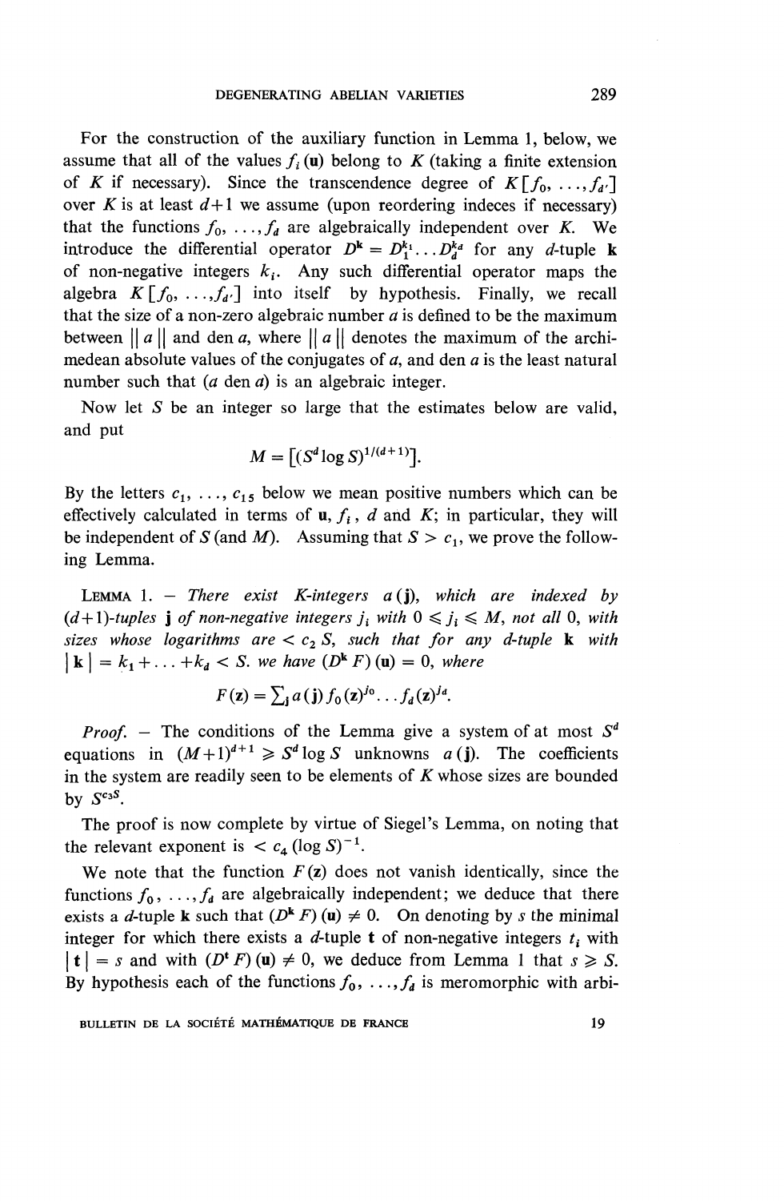For the construction of the auxiliary function in Lemma 1, below, we assume that all of the values $f_i(\mathbf{u})$ belong to $K$ (taking a finite extension of $K$ if necessary). Since the transcendence degree of $K[f_0, \ldots, f_{d'}]$ over $K$ is at least $d+1$ we assume (upon reordering indeces if necessary) that the functions $f_0, \ldots, f_d$ are algebraically independent over $K$. We introduce the differential operator $D^{\mathbf{k}} = D_1^{k_1} \ldots D_d^{k_d}$ for any $d$-tuple $\mathbf{k}$ of non-negative integers $k_i$. Any such differential operator maps the algebra $K[f_0, \ldots, f_{d'}]$ into itself by hypothesis. Finally, we recall that the size of a non-zero algebraic number $a$ is defined to be the maximum between $\| a \|$ and den $a$, where $\| a \|$ denotes the maximum of the archimedean absolute values of the conjugates of $a$, and den $a$ is the least natural number such that ($a$ den $a$) is an algebraic integer.

Now let $S$ be an integer so large that the estimates below are valid, and put

$$M = [(S^d \log S)^{1/(d+1)}].$$

By the letters $c_1, \ldots, c_{15}$ below we mean positive numbers which can be effectively calculated in terms of $\mathbf{u}$, $f_i$, $d$ and $K$; in particular, they will be independent of $S$ (and $M$). Assuming that $S > c_1$, we prove the following Lemma.

LEMMA 1. — *There exist $K$-integers $a(\mathbf{j})$, which are indexed by $(d+1)$-tuples $\mathbf{j}$ of non-negative integers $j_i$ with $0 \leqslant j_i \leqslant M$, not all 0, with sizes whose logarithms are $< c_2 S$, such that for any $d$-tuple $\mathbf{k}$ with $|\mathbf{k}| = k_1 + \ldots + k_d < S$. we have $(D^{\mathbf{k}} F)(\mathbf{u}) = 0$, where*

$$F(\mathbf{z}) = \textstyle\sum_{\mathbf{j}} a(\mathbf{j}) f_0(\mathbf{z})^{j_0} \ldots f_d(\mathbf{z})^{j_d}.$$

*Proof.* — The conditions of the Lemma give a system of at most $S^d$ equations in $(M+1)^{d+1} \geqslant S^d \log S$ unknowns $a(\mathbf{j})$. The coefficients in the system are readily seen to be elements of $K$ whose sizes are bounded by $S^{c_3 S}$.

The proof is now complete by virtue of Siegel's Lemma, on noting that the relevant exponent is $< c_4 (\log S)^{-1}$.

We note that the function $F(\mathbf{z})$ does not vanish identically, since the functions $f_0, \ldots, f_d$ are algebraically independent; we deduce that there exists a $d$-tuple $\mathbf{k}$ such that $(D^{\mathbf{k}} F)(\mathbf{u}) \neq 0$. On denoting by $s$ the minimal integer for which there exists a $d$-tuple $\mathbf{t}$ of non-negative integers $t_i$ with $|\mathbf{t}| = s$ and with $(D^{\mathbf{t}} F)(\mathbf{u}) \neq 0$, we deduce from Lemma 1 that $s \geqslant S$. By hypothesis each of the functions $f_0, \ldots, f_d$ is meromorphic with arbi-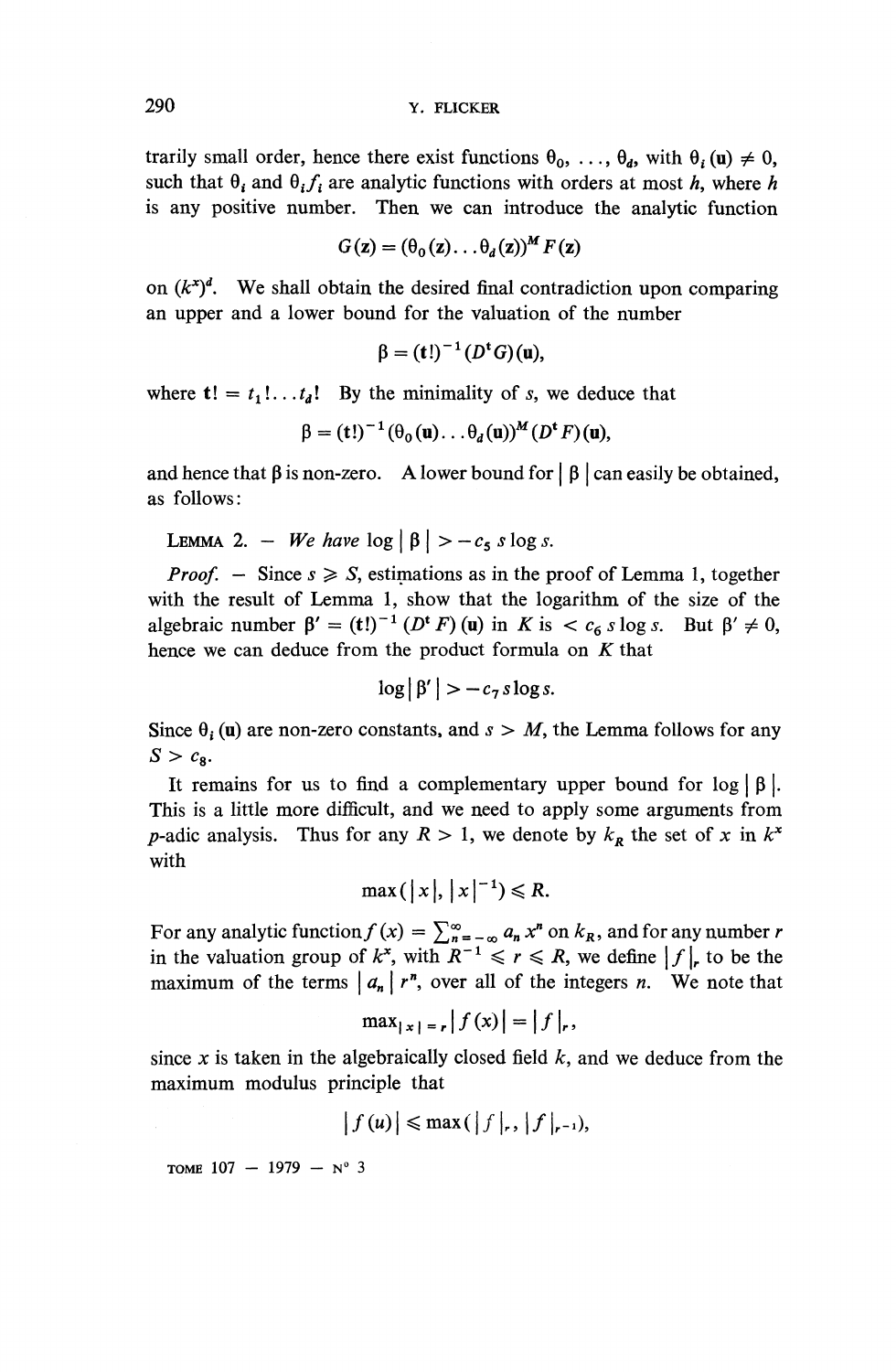trarily small order, hence there exist functions $\theta_0, \ldots, \theta_d$, with $\theta_i(\mathbf{u}) \neq 0$, such that $\theta_i$ and $\theta_i f_i$ are analytic functions with orders at most $h$, where $h$ is any positive number. Then we can introduce the analytic function

$$G(\mathbf{z}) = (\theta_0(\mathbf{z}) \ldots \theta_d(\mathbf{z}))^M F(\mathbf{z})$$

on $(k^\times)^d$. We shall obtain the desired final contradiction upon comparing an upper and a lower bound for the valuation of the number

$$\beta = (\mathbf{t}!)^{-1} (D^\mathbf{t} G)(\mathbf{u}),$$

where $\mathbf{t}! = t_1! \ldots t_d!$ By the minimality of $s$, we deduce that

$$\beta = (\mathbf{t}!)^{-1} (\theta_0(\mathbf{u}) \ldots \theta_d(\mathbf{u}))^M (D^\mathbf{t} F)(\mathbf{u}),$$

and hence that $\beta$ is non-zero. A lower bound for $|\beta|$ can easily be obtained, as follows:

LEMMA 2. — *We have* $\log |\beta| > -c_5 s \log s$.

*Proof.* — Since $s \geqslant S$, estimations as in the proof of Lemma 1, together with the result of Lemma 1, show that the logarithm of the size of the algebraic number $\beta' = (\mathbf{t}!)^{-1} (D^\mathbf{t} F)(\mathbf{u})$ in $K$ is $< c_6 s \log s$. But $\beta' \neq 0$, hence we can deduce from the product formula on $K$ that

$$\log |\beta'| > -c_7 s \log s.$$

Since $\theta_i(\mathbf{u})$ are non-zero constants, and $s > M$, the Lemma follows for any $S > c_8$.

It remains for us to find a complementary upper bound for $\log |\beta|$. This is a little more difficult, and we need to apply some arguments from $p$-adic analysis. Thus for any $R > 1$, we denote by $k_R$ the set of $x$ in $k^\times$ with

$$\max(|x|, |x|^{-1}) \leqslant R.$$

For any analytic function $f(x) = \sum_{n=-\infty}^{\infty} a_n x^n$ on $k_R$, and for any number $r$ in the valuation group of $k^\times$, with $R^{-1} \leqslant r \leqslant R$, we define $|f|_r$ to be the maximum of the terms $|a_n| r^n$, over all of the integers $n$. We note that

$$\max_{|x|=r} |f(x)| = |f|_r,$$

since $x$ is taken in the algebraically closed field $k$, and we deduce from the maximum modulus principle that

$$|f(u)| \leqslant \max(|f|_r, |f|_{r^{-1}}),$$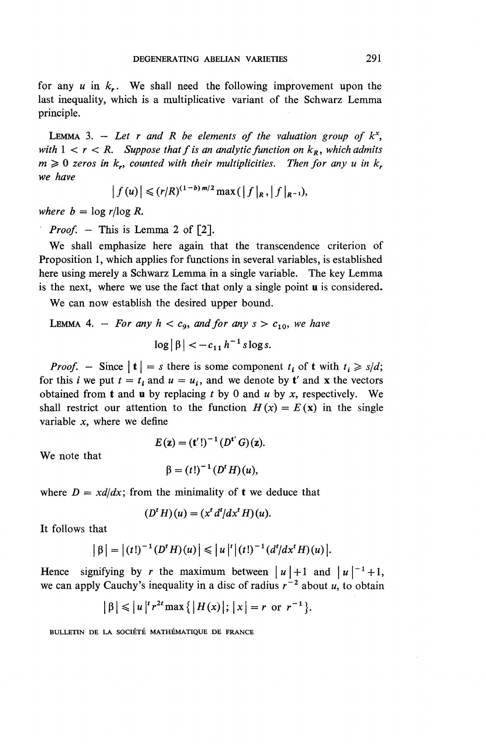for any $u$ in $k_r$. We shall need the following improvement upon the last inequality, which is a multiplicative variant of the Schwarz Lemma principle.

LEMMA 3. — *Let $r$ and $R$ be elements of the valuation group of $k^\times$, with $1 < r < R$. Suppose that $f$ is an analytic function on $k_R$, which admits $m \geqslant 0$ zeros in $k_r$, counted with their multiplicities. Then for any $u$ in $k_r$ we have*

$$|f(u)| \leqslant (r/R)^{(1-b)\,m/2} \max(|f|_R, |f|_{R^{-1}}),$$

*where $b = \log r/\log R$.*

*Proof.* — This is Lemma 2 of [2].

We shall emphasize here again that the transcendence criterion of Proposition 1, which applies for functions in several variables, is established here using merely a Schwarz Lemma in a single variable. The key Lemma is the next, where we use the fact that only a single point $\mathbf{u}$ is considered.

We can now establish the desired upper bound.

LEMMA 4. — *For any $h < c_9$, and for any $s > c_{10}$, we have*

$$\log|\beta| < -c_{11}\, h^{-1} s \log s.$$

*Proof.* — Since $|\mathbf{t}| = s$ there is some component $t_i$ of $\mathbf{t}$ with $t_i \geqslant s/d$; for this $i$ we put $t = t_i$ and $u = u_i$, and we denote by $\mathbf{t}'$ and $\mathbf{x}$ the vectors obtained from $\mathbf{t}$ and $\mathbf{u}$ by replacing $t$ by $0$ and $u$ by $x$, respectively. We shall restrict our attention to the function $H(x) = E(\mathbf{x})$ in the single variable $x$, where we define

$$E(\mathbf{z}) = (\mathbf{t}'!)^{-1}(D^{\mathbf{t}'} G)(\mathbf{z}).$$

We note that

$$\beta = (t!)^{-1}(D^t H)(u),$$

where $D = x\,d/dx$; from the minimality of $\mathbf{t}$ we deduce that

$$(D^t H)(u) = (x^t\, d^t/dx^t\, H)(u).$$

It follows that

$$|\beta| = |(t!)^{-1}(D^t H)(u)| \leqslant |u|^t\, |(t!)^{-1}(d^t/dx^t\, H)(u)|.$$

Hence signifying by $r$ the maximum between $|u|+1$ and $|u|^{-1}+1$, we can apply Cauchy's inequality in a disc of radius $r^{-2}$ about $u$, to obtain

$$|\beta| \leqslant |u|^t\, r^{2t} \max\{|H(x)|;\ |x| = r \text{ or } r^{-1}\}.$$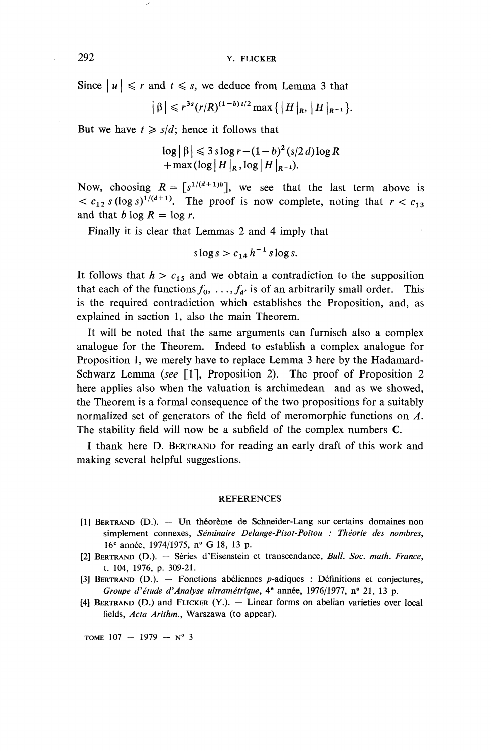Since $|u| \leqslant r$ and $t \leqslant s$, we deduce from Lemma 3 that

$$|\beta| \leqslant r^{3s}(r/R)^{(1-b)t/2} \max\{|H|_R, |H|_{R^{-1}}\}.$$

But we have $t \geqslant s/d$; hence it follows that

$$\log|\beta| \leqslant 3s\log r - (1-b)^2(s/2d)\log R + \max(\log|H|_R, \log|H|_{R^{-1}}).$$

Now, choosing $R = [s^{1/(d+1)h}]$, we see that the last term above is $< c_{12}\, s(\log s)^{1/(d+1)}$. The proof is now complete, noting that $r < c_{13}$ and that $b \log R = \log r$.

Finally it is clear that Lemmas 2 and 4 imply that

$$s\log s > c_{14}\, h^{-1}\, s\log s.$$

It follows that $h > c_{15}$ and we obtain a contradiction to the supposition that each of the functions $f_0, \ldots, f_{d'}$ is of an arbitrarily small order. This is the required contradiction which establishes the Proposition, and, as explained in saction 1, also the main Theorem.

It will be noted that the same arguments can furnisch also a complex analogue for the Theorem. Indeed to establish a complex analogue for Proposition 1, we merely have to replace Lemma 3 here by the Hadamard-Schwarz Lemma (*see* [1], Proposition 2). The proof of Proposition 2 here applies also when the valuation is archimedean and as we showed, the Theorem is a formal consequence of the two propositions for a suitably normalized set of generators of the field of meromorphic functions on $A$. The stability field will now be a subfield of the complex numbers $\mathbf{C}$.

I thank here D. Bertrand for reading an early draft of this work and making several helpful suggestions.

## REFERENCES

[1] Bertrand (D.). — Un théorème de Schneider-Lang sur certains domaines non simplement connexes, *Séminaire Delange-Pisot-Poitou : Théorie des nombres*, 16e année, 1974/1975, n° G 18, 13 p.

[2] Bertrand (D.). — Séries d'Eisenstein et transcendance, *Bull. Soc. math. France*, t. 104, 1976, p. 309-21.

[3] Bertrand (D.). — Fonctions abéliennes $p$-adiques : Définitions et conjectures, *Groupe d'étude d'Analyse ultramétrique*, 4e année, 1976/1977, n° 21, 13 p.

[4] Bertrand (D.) and Flicker (Y.). — Linear forms on abelian varieties over local fields, *Acta Arithm.*, Warszawa (to appear).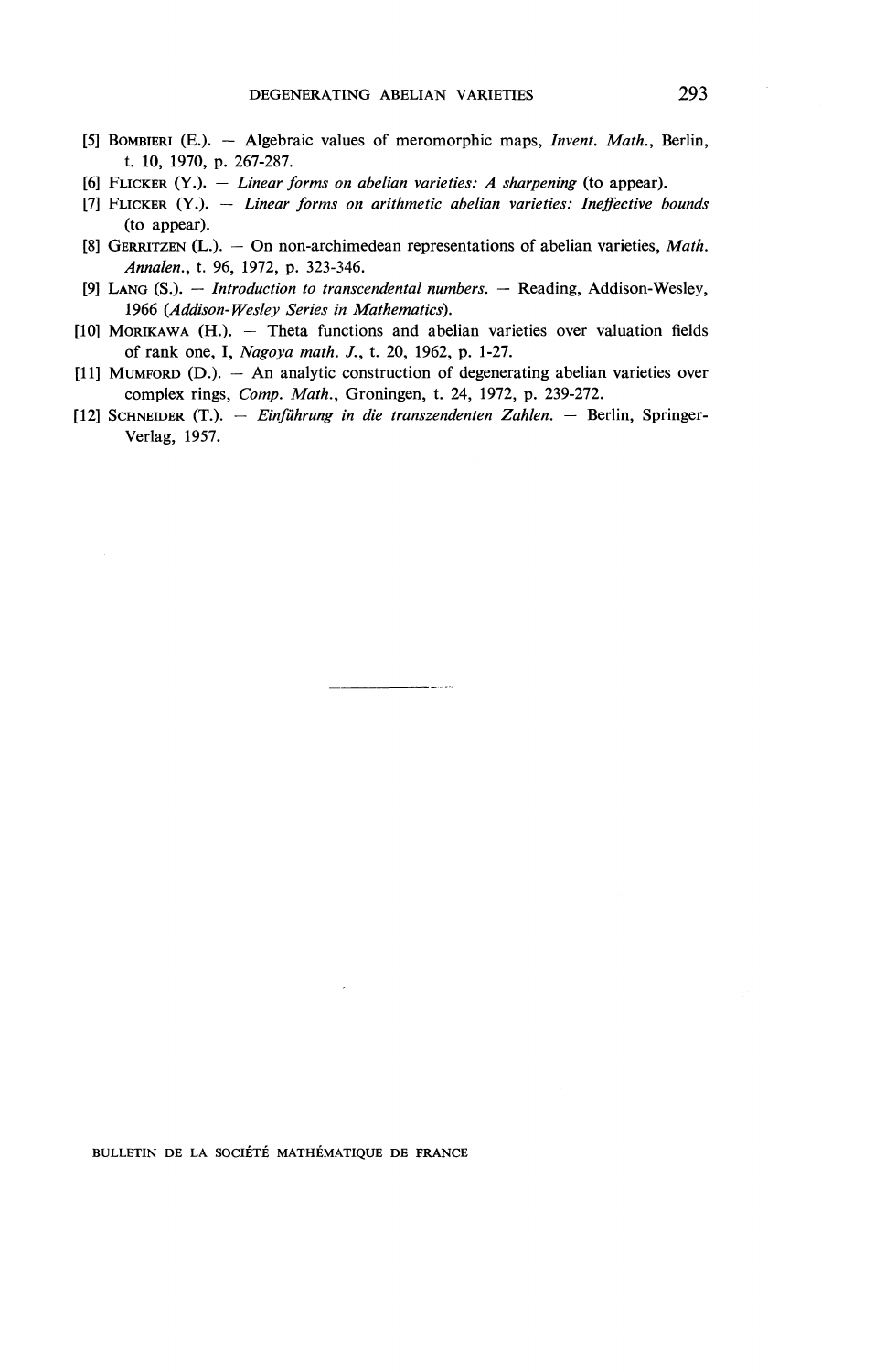[5] Bombieri (E.). — Algebraic values of meromorphic maps, *Invent. Math.*, Berlin, t. 10, 1970, p. 267-287.

[6] Flicker (Y.). — *Linear forms on abelian varieties: A sharpening* (to appear).

[7] Flicker (Y.). — *Linear forms on arithmetic abelian varieties: Ineffective bounds* (to appear).

[8] Gerritzen (L.). — On non-archimedean representations of abelian varieties, *Math. Annalen.*, t. 96, 1972, p. 323-346.

[9] Lang (S.). — *Introduction to transcendental numbers*. — Reading, Addison-Wesley, 1966 (*Addison-Wesley Series in Mathematics*).

[10] Morikawa (H.). — Theta functions and abelian varieties over valuation fields of rank one, I, *Nagoya math. J.*, t. 20, 1962, p. 1-27.

[11] Mumford (D.). — An analytic construction of degenerating abelian varieties over complex rings, *Comp. Math.*, Groningen, t. 24, 1972, p. 239-272.

[12] Schneider (T.). — *Einführung in die transzendenten Zahlen*. — Berlin, Springer-Verlag, 1957.